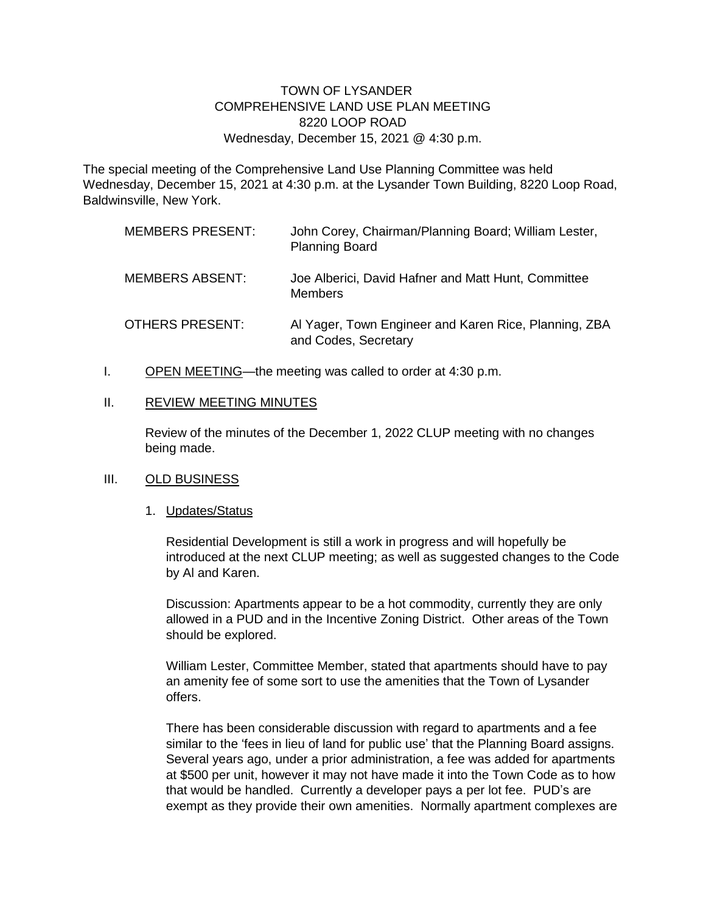TOWN OF LYSANDER
COMPREHENSIVE LAND USE PLAN MEETING
8220 LOOP ROAD
Wednesday, December 15, 2021 @ 4:30 p.m.

The special meeting of the Comprehensive Land Use Planning Committee was held Wednesday, December 15, 2021 at 4:30 p.m. at the Lysander Town Building, 8220 Loop Road, Baldwinsville, New York.

| | |
|---|---|
| MEMBERS PRESENT: | John Corey, Chairman/Planning Board; William Lester, Planning Board |
| MEMBERS ABSENT: | Joe Alberici, David Hafner and Matt Hunt, Committee Members |
| OTHERS PRESENT: | Al Yager, Town Engineer and Karen Rice, Planning, ZBA and Codes, Secretary |

I. OPEN MEETING—the meeting was called to order at 4:30 p.m.

II. REVIEW MEETING MINUTES

Review of the minutes of the December 1, 2022 CLUP meeting with no changes being made.

III. OLD BUSINESS

1. Updates/Status

Residential Development is still a work in progress and will hopefully be introduced at the next CLUP meeting; as well as suggested changes to the Code by Al and Karen.

Discussion: Apartments appear to be a hot commodity, currently they are only allowed in a PUD and in the Incentive Zoning District. Other areas of the Town should be explored.

William Lester, Committee Member, stated that apartments should have to pay an amenity fee of some sort to use the amenities that the Town of Lysander offers.

There has been considerable discussion with regard to apartments and a fee similar to the 'fees in lieu of land for public use' that the Planning Board assigns. Several years ago, under a prior administration, a fee was added for apartments at $500 per unit, however it may not have made it into the Town Code as to how that would be handled. Currently a developer pays a per lot fee. PUD's are exempt as they provide their own amenities. Normally apartment complexes are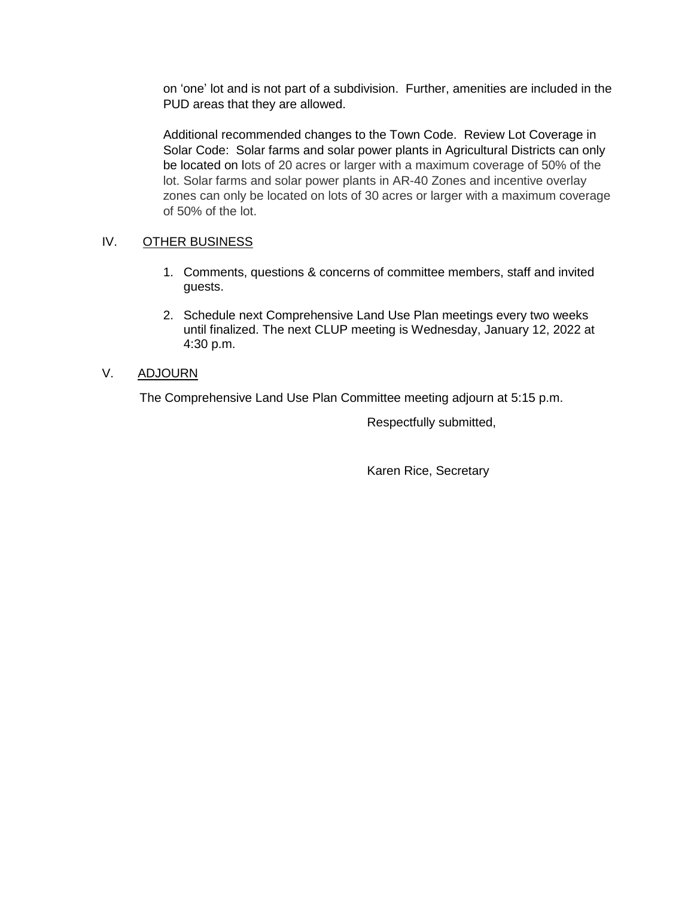on 'one' lot and is not part of a subdivision. Further, amenities are included in the PUD areas that they are allowed.

Additional recommended changes to the Town Code. Review Lot Coverage in Solar Code: Solar farms and solar power plants in Agricultural Districts can only be located on lots of 20 acres or larger with a maximum coverage of 50% of the lot. Solar farms and solar power plants in AR-40 Zones and incentive overlay zones can only be located on lots of 30 acres or larger with a maximum coverage of 50% of the lot.

## IV. OTHER BUSINESS

1. Comments, questions & concerns of committee members, staff and invited guests.
2. Schedule next Comprehensive Land Use Plan meetings every two weeks until finalized. The next CLUP meeting is Wednesday, January 12, 2022 at 4:30 p.m.

## V. ADJOURN

The Comprehensive Land Use Plan Committee meeting adjourn at 5:15 p.m.

Respectfully submitted,

Karen Rice, Secretary